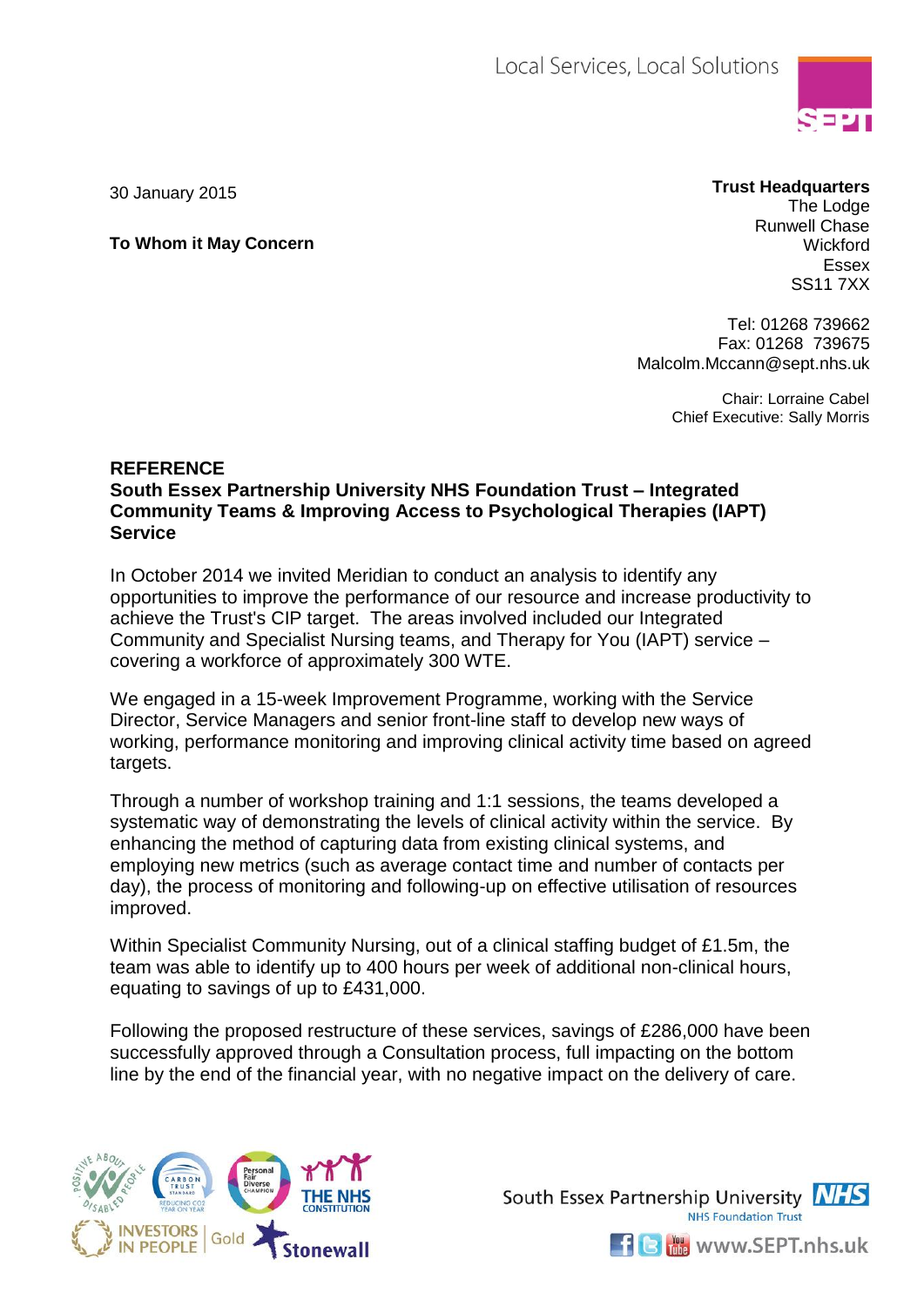Local Services, Local Solutions

30 January 2015

**To Whom it May Concern**

**Trust Headquarters**
The Lodge
Runwell Chase
Wickford
Essex
SS11 7XX

Tel: 01268 739662
Fax: 01268 739675
Malcolm.Mccann@sept.nhs.uk

Chair: Lorraine Cabel
Chief Executive: Sally Morris

**REFERENCE**
**South Essex Partnership University NHS Foundation Trust – Integrated Community Teams & Improving Access to Psychological Therapies (IAPT) Service**

In October 2014 we invited Meridian to conduct an analysis to identify any opportunities to improve the performance of our resource and increase productivity to achieve the Trust's CIP target. The areas involved included our Integrated Community and Specialist Nursing teams, and Therapy for You (IAPT) service – covering a workforce of approximately 300 WTE.

We engaged in a 15-week Improvement Programme, working with the Service Director, Service Managers and senior front-line staff to develop new ways of working, performance monitoring and improving clinical activity time based on agreed targets.

Through a number of workshop training and 1:1 sessions, the teams developed a systematic way of demonstrating the levels of clinical activity within the service. By enhancing the method of capturing data from existing clinical systems, and employing new metrics (such as average contact time and number of contacts per day), the process of monitoring and following-up on effective utilisation of resources improved.

Within Specialist Community Nursing, out of a clinical staffing budget of £1.5m, the team was able to identify up to 400 hours per week of additional non-clinical hours, equating to savings of up to £431,000.

Following the proposed restructure of these services, savings of £286,000 have been successfully approved through a Consultation process, full impacting on the bottom line by the end of the financial year, with no negative impact on the delivery of care.

South Essex Partnership University NHS Foundation Trust
www.SEPT.nhs.uk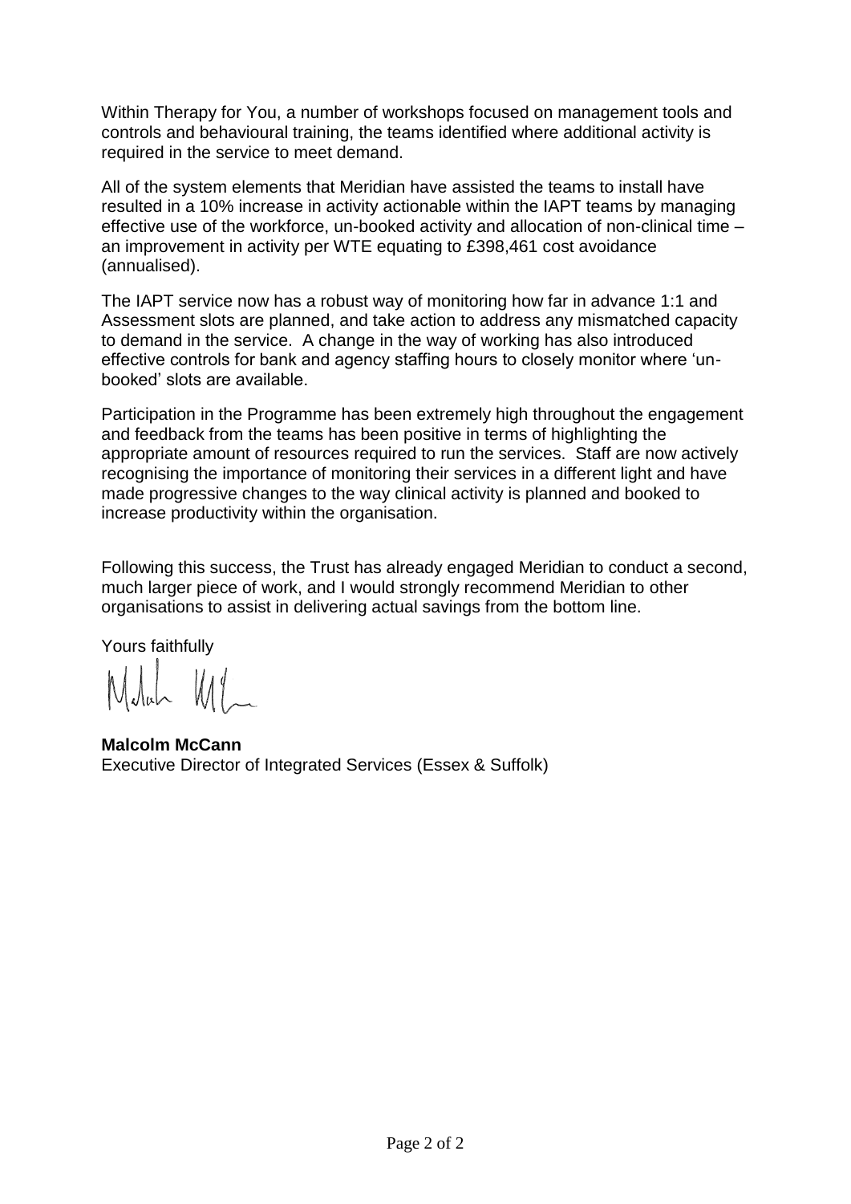Within Therapy for You, a number of workshops focused on management tools and controls and behavioural training, the teams identified where additional activity is required in the service to meet demand.

All of the system elements that Meridian have assisted the teams to install have resulted in a 10% increase in activity actionable within the IAPT teams by managing effective use of the workforce, un-booked activity and allocation of non-clinical time – an improvement in activity per WTE equating to £398,461 cost avoidance (annualised).

The IAPT service now has a robust way of monitoring how far in advance 1:1 and Assessment slots are planned, and take action to address any mismatched capacity to demand in the service. A change in the way of working has also introduced effective controls for bank and agency staffing hours to closely monitor where 'un-booked' slots are available.

Participation in the Programme has been extremely high throughout the engagement and feedback from the teams has been positive in terms of highlighting the appropriate amount of resources required to run the services. Staff are now actively recognising the importance of monitoring their services in a different light and have made progressive changes to the way clinical activity is planned and booked to increase productivity within the organisation.

Following this success, the Trust has already engaged Meridian to conduct a second, much larger piece of work, and I would strongly recommend Meridian to other organisations to assist in delivering actual savings from the bottom line.

Yours faithfully

**Malcolm McCann**
Executive Director of Integrated Services (Essex & Suffolk)